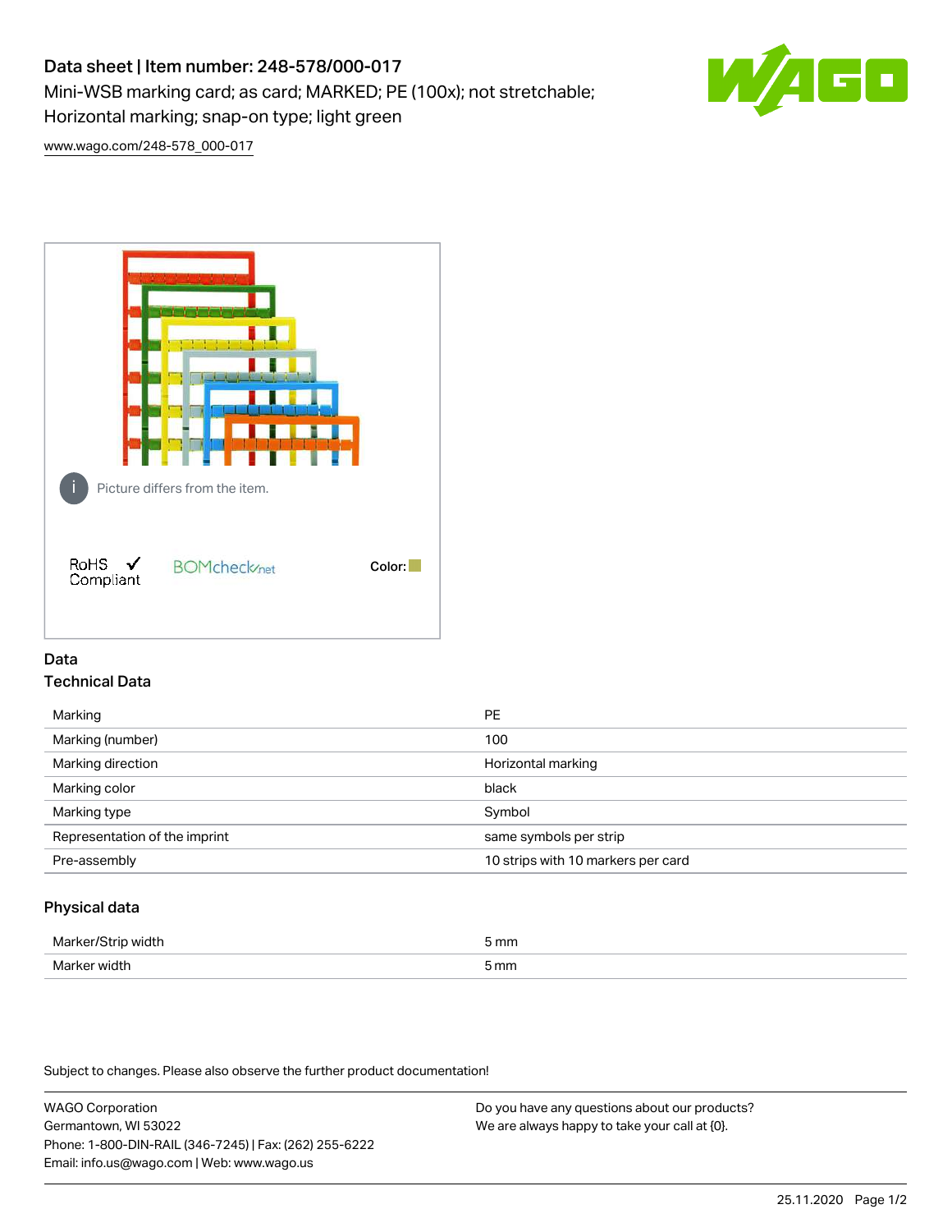# Data sheet | Item number: 248-578/000-017

Mini-WSB marking card; as card; MARKED; PE (100x); not stretchable; Horizontal marking; snap-on type; light green

www.wago.com/248-578_000-017

Picture differs from the item.

RoHS Compliant

BOMcheck.net

Color:

## Data

### Technical Data

| | |
|---|---|
| Marking | PE |
| Marking (number) | 100 |
| Marking direction | Horizontal marking |
| Marking color | black |
| Marking type | Symbol |
| Representation of the imprint | same symbols per strip |
| Pre-assembly | 10 strips with 10 markers per card |

### Physical data

| | |
|---|---|
| Marker/Strip width | 5 mm |
| Marker width | 5 mm |

Subject to changes. Please also observe the further product documentation!

WAGO Corporation
Germantown, WI 53022
Phone: 1-800-DIN-RAIL (346-7245) | Fax: (262) 255-6222
Email: info.us@wago.com | Web: www.wago.us

Do you have any questions about our products?
We are always happy to take your call at {0}.

25.11.2020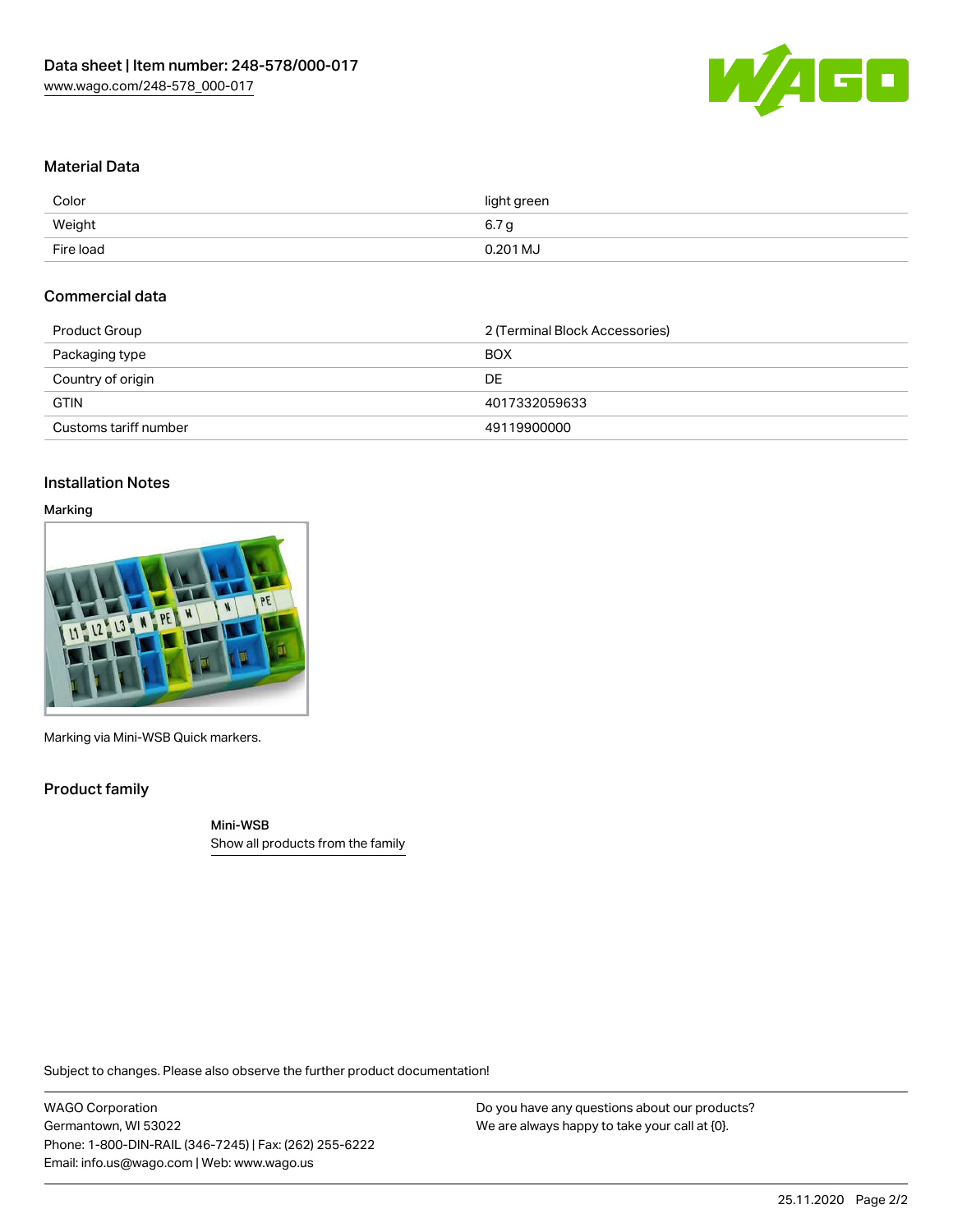## Material Data

| | |
|---|---|
| Color | light green |
| Weight | 6.7 g |
| Fire load | 0.201 MJ |

## Commercial data

| | |
|---|---|
| Product Group | 2 (Terminal Block Accessories) |
| Packaging type | BOX |
| Country of origin | DE |
| GTIN | 4017332059633 |
| Customs tariff number | 49119900000 |

## Installation Notes

### Marking

Marking via Mini-WSB Quick markers.

## Product family

Mini-WSB
Show all products from the family

Subject to changes. Please also observe the further product documentation!

WAGO Corporation
Germantown, WI 53022
Phone: 1-800-DIN-RAIL (346-7245) | Fax: (262) 255-6222
Email: info.us@wago.com | Web: www.wago.us

Do you have any questions about our products?
We are always happy to take your call at {0}.